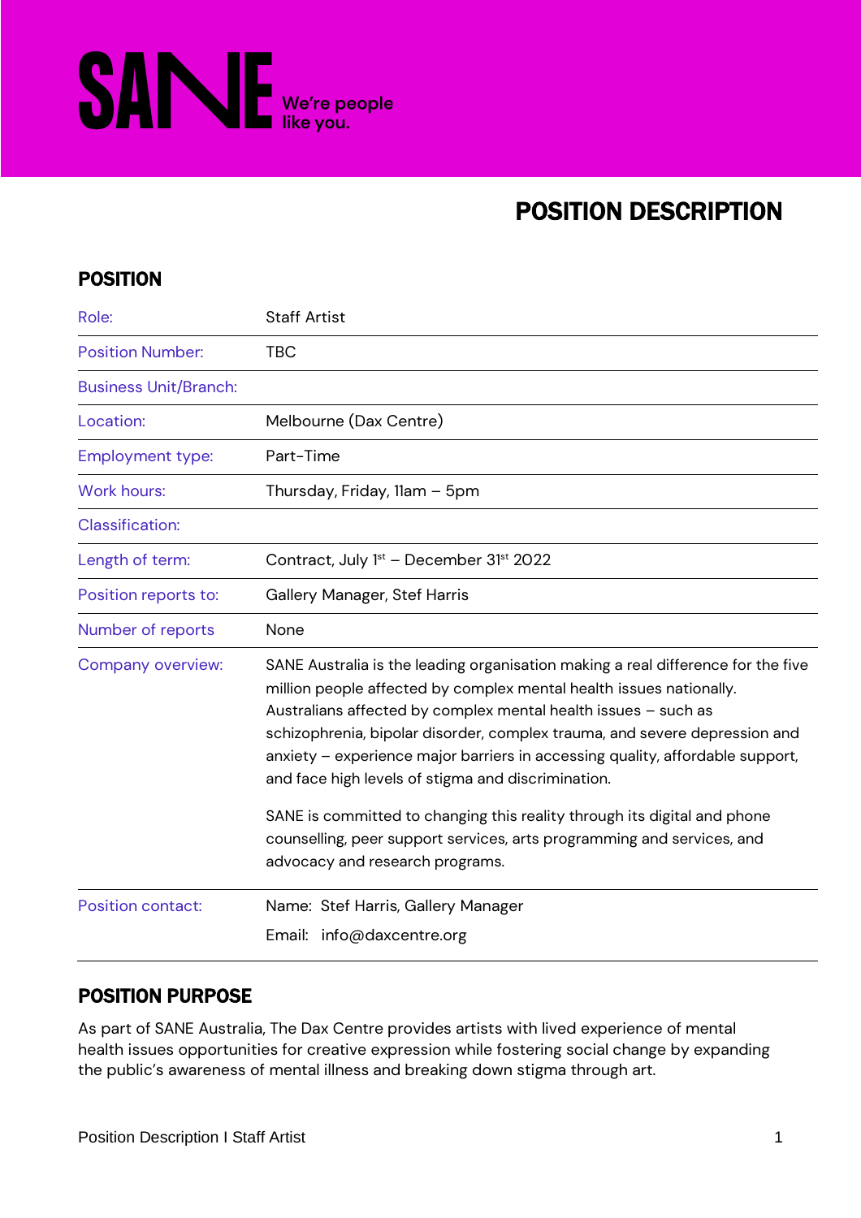SANE We're people like you.

# POSITION DESCRIPTION

## POSITION

| | |
|---|---|
| Role: | Staff Artist |
| Position Number: | TBC |
| Business Unit/Branch: | |
| Location: | Melbourne (Dax Centre) |
| Employment type: | Part-Time |
| Work hours: | Thursday, Friday, 11am – 5pm |
| Classification: | |
| Length of term: | Contract, July 1st – December 31st 2022 |
| Position reports to: | Gallery Manager, Stef Harris |
| Number of reports | None |
| Company overview: | SANE Australia is the leading organisation making a real difference for the five million people affected by complex mental health issues nationally. Australians affected by complex mental health issues – such as schizophrenia, bipolar disorder, complex trauma, and severe depression and anxiety – experience major barriers in accessing quality, affordable support, and face high levels of stigma and discrimination.<br><br>SANE is committed to changing this reality through its digital and phone counselling, peer support services, arts programming and services, and advocacy and research programs. |
| Position contact: | Name: Stef Harris, Gallery Manager<br>Email: info@daxcentre.org |

## POSITION PURPOSE

As part of SANE Australia, The Dax Centre provides artists with lived experience of mental health issues opportunities for creative expression while fostering social change by expanding the public's awareness of mental illness and breaking down stigma through art.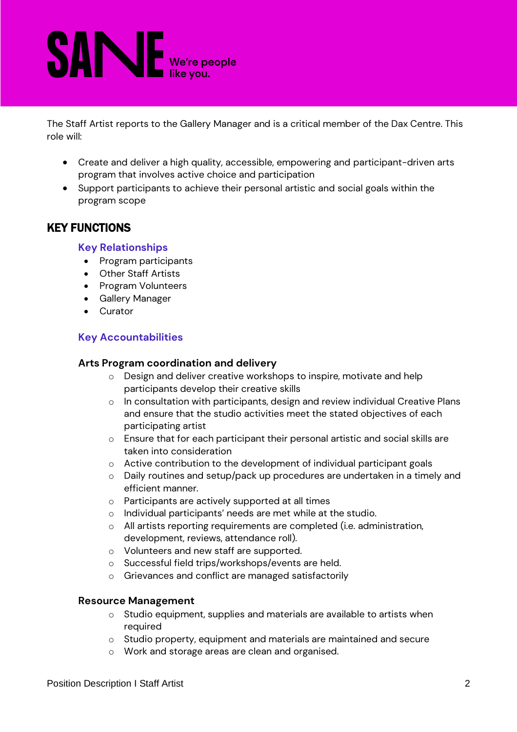The Staff Artist reports to the Gallery Manager and is a critical member of the Dax Centre. This role will:

- Create and deliver a high quality, accessible, empowering and participant-driven arts program that involves active choice and participation
- Support participants to achieve their personal artistic and social goals within the program scope

## KEY FUNCTIONS

### Key Relationships

- Program participants
- Other Staff Artists
- Program Volunteers
- Gallery Manager
- Curator

### Key Accountabilities

#### Arts Program coordination and delivery

- Design and deliver creative workshops to inspire, motivate and help participants develop their creative skills
- In consultation with participants, design and review individual Creative Plans and ensure that the studio activities meet the stated objectives of each participating artist
- Ensure that for each participant their personal artistic and social skills are taken into consideration
- Active contribution to the development of individual participant goals
- Daily routines and setup/pack up procedures are undertaken in a timely and efficient manner.
- Participants are actively supported at all times
- Individual participants' needs are met while at the studio.
- All artists reporting requirements are completed (i.e. administration, development, reviews, attendance roll).
- Volunteers and new staff are supported.
- Successful field trips/workshops/events are held.
- Grievances and conflict are managed satisfactorily

#### Resource Management

- Studio equipment, supplies and materials are available to artists when required
- Studio property, equipment and materials are maintained and secure
- Work and storage areas are clean and organised.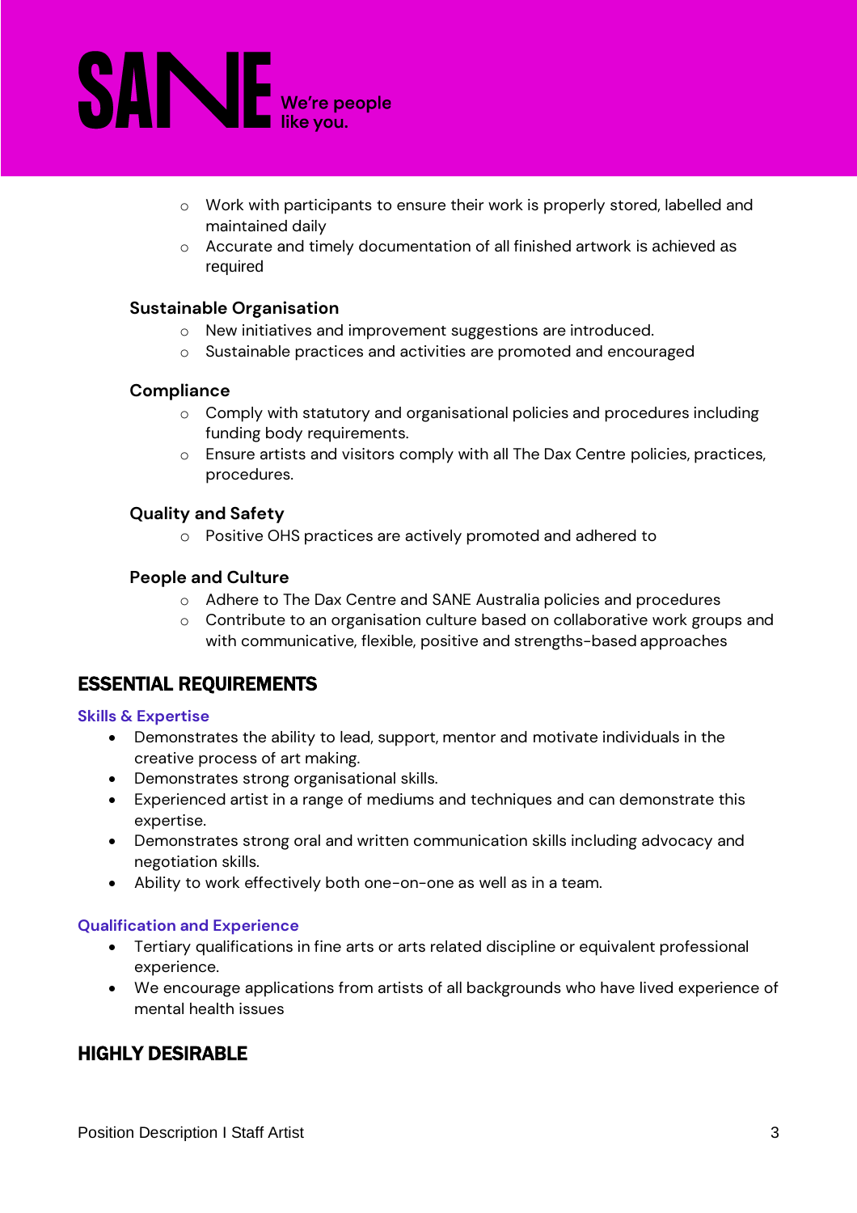- Work with participants to ensure their work is properly stored, labelled and maintained daily
- Accurate and timely documentation of all finished artwork is achieved as required

**Sustainable Organisation**

- New initiatives and improvement suggestions are introduced.
- Sustainable practices and activities are promoted and encouraged

**Compliance**

- Comply with statutory and organisational policies and procedures including funding body requirements.
- Ensure artists and visitors comply with all The Dax Centre policies, practices, procedures.

**Quality and Safety**

- Positive OHS practices are actively promoted and adhered to

**People and Culture**

- Adhere to The Dax Centre and SANE Australia policies and procedures
- Contribute to an organisation culture based on collaborative work groups and with communicative, flexible, positive and strengths-based approaches

## ESSENTIAL REQUIREMENTS

### Skills & Expertise

- Demonstrates the ability to lead, support, mentor and motivate individuals in the creative process of art making.
- Demonstrates strong organisational skills.
- Experienced artist in a range of mediums and techniques and can demonstrate this expertise.
- Demonstrates strong oral and written communication skills including advocacy and negotiation skills.
- Ability to work effectively both one-on-one as well as in a team.

### Qualification and Experience

- Tertiary qualifications in fine arts or arts related discipline or equivalent professional experience.
- We encourage applications from artists of all backgrounds who have lived experience of mental health issues

## HIGHLY DESIRABLE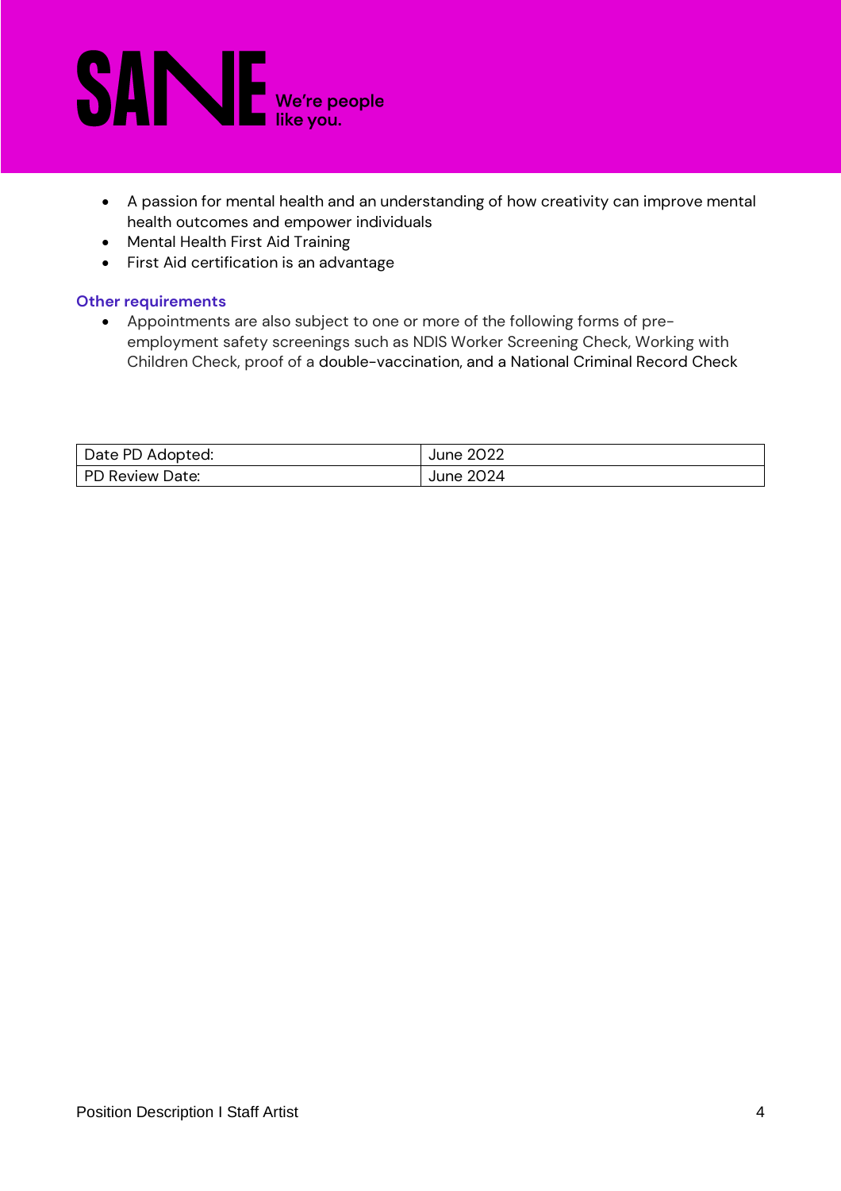- A passion for mental health and an understanding of how creativity can improve mental health outcomes and empower individuals
- Mental Health First Aid Training
- First Aid certification is an advantage

### Other requirements

- Appointments are also subject to one or more of the following forms of pre-employment safety screenings such as NDIS Worker Screening Check, Working with Children Check, proof of a double-vaccination, and a National Criminal Record Check

| | |
|---|---|
| Date PD Adopted: | June 2022 |
| PD Review Date: | June 2024 |